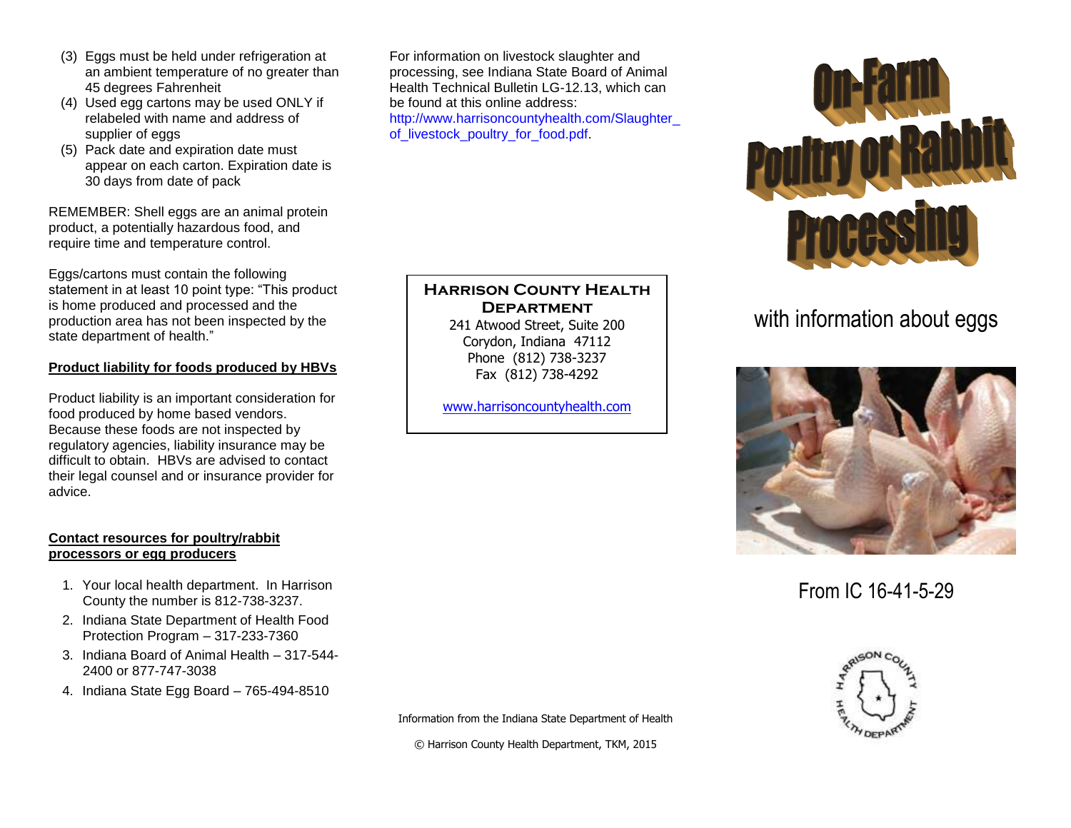(3) Eggs must be held under refrigeration at an ambient temperature of no greater than 45 degrees Fahrenheit
(4) Used egg cartons may be used ONLY if relabeled with name and address of supplier of eggs
(5) Pack date and expiration date must appear on each carton. Expiration date is 30 days from date of pack

REMEMBER: Shell eggs are an animal protein product, a potentially hazardous food, and require time and temperature control.

Eggs/cartons must contain the following statement in at least 10 point type: "This product is home produced and processed and the production area has not been inspected by the state department of health."

**Product liability for foods produced by HBVs**

Product liability is an important consideration for food produced by home based vendors. Because these foods are not inspected by regulatory agencies, liability insurance may be difficult to obtain. HBVs are advised to contact their legal counsel and or insurance provider for advice.

**Contact resources for poultry/rabbit processors or egg producers**

1. Your local health department. In Harrison County the number is 812-738-3237.
2. Indiana State Department of Health Food Protection Program – 317-233-7360
3. Indiana Board of Animal Health – 317-544-2400 or 877-747-3038
4. Indiana State Egg Board – 765-494-8510

For information on livestock slaughter and processing, see Indiana State Board of Animal Health Technical Bulletin LG-12.13, which can be found at this online address: http://www.harrisoncountyhealth.com/Slaughter_of_livestock_poultry_for_food.pdf.

**Harrison County Health Department**
241 Atwood Street, Suite 200
Corydon, Indiana 47112
Phone (812) 738-3237
Fax (812) 738-4292

www.harrisoncountyhealth.com

Information from the Indiana State Department of Health

© Harrison County Health Department, TKM, 2015

# On-Farm Poultry or Rabbit Processing

## with information about eggs

From IC 16-41-5-29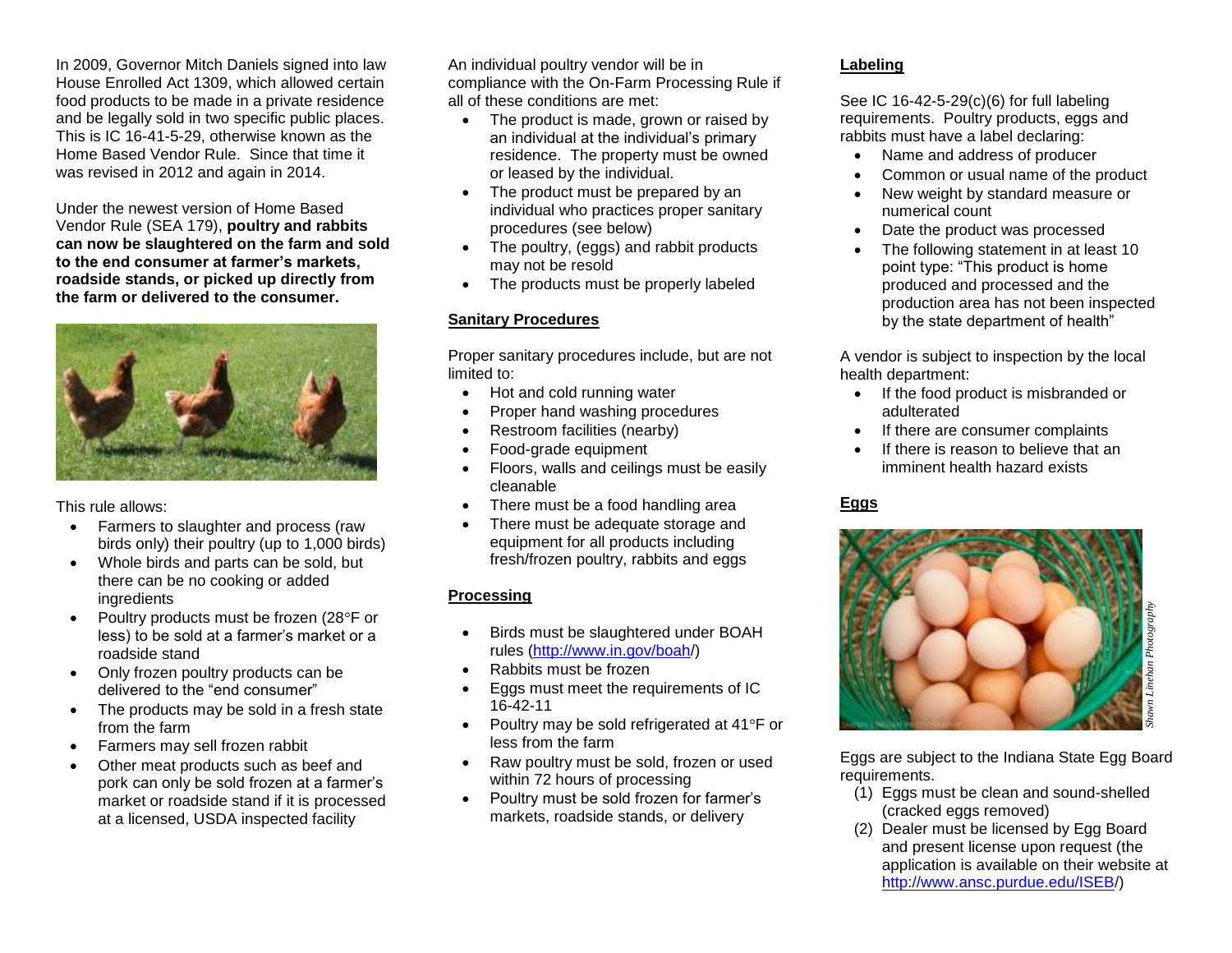In 2009, Governor Mitch Daniels signed into law House Enrolled Act 1309, which allowed certain food products to be made in a private residence and be legally sold in two specific public places. This is IC 16-41-5-29, otherwise known as the Home Based Vendor Rule. Since that time it was revised in 2012 and again in 2014.

Under the newest version of Home Based Vendor Rule (SEA 179), **poultry and rabbits can now be slaughtered on the farm and sold to the end consumer at farmer's markets, roadside stands, or picked up directly from the farm or delivered to the consumer.**

This rule allows:

- Farmers to slaughter and process (raw birds only) their poultry (up to 1,000 birds)
- Whole birds and parts can be sold, but there can be no cooking or added ingredients
- Poultry products must be frozen (28°F or less) to be sold at a farmer's market or a roadside stand
- Only frozen poultry products can be delivered to the "end consumer"
- The products may be sold in a fresh state from the farm
- Farmers may sell frozen rabbit
- Other meat products such as beef and pork can only be sold frozen at a farmer's market or roadside stand if it is processed at a licensed, USDA inspected facility

An individual poultry vendor will be in compliance with the On-Farm Processing Rule if all of these conditions are met:

- The product is made, grown or raised by an individual at the individual's primary residence. The property must be owned or leased by the individual.
- The product must be prepared by an individual who practices proper sanitary procedures (see below)
- The poultry, (eggs) and rabbit products may not be resold
- The products must be properly labeled

## Sanitary Procedures

Proper sanitary procedures include, but are not limited to:

- Hot and cold running water
- Proper hand washing procedures
- Restroom facilities (nearby)
- Food-grade equipment
- Floors, walls and ceilings must be easily cleanable
- There must be a food handling area
- There must be adequate storage and equipment for all products including fresh/frozen poultry, rabbits and eggs

## Processing

- Birds must be slaughtered under BOAH rules (http://www.in.gov/boah/)
- Rabbits must be frozen
- Eggs must meet the requirements of IC 16-42-11
- Poultry may be sold refrigerated at 41°F or less from the farm
- Raw poultry must be sold, frozen or used within 72 hours of processing
- Poultry must be sold frozen for farmer's markets, roadside stands, or delivery

## Labeling

See IC 16-42-5-29(c)(6) for full labeling requirements. Poultry products, eggs and rabbits must have a label declaring:

- Name and address of producer
- Common or usual name of the product
- New weight by standard measure or numerical count
- Date the product was processed
- The following statement in at least 10 point type: "This product is home produced and processed and the production area has not been inspected by the state department of health"

A vendor is subject to inspection by the local health department:

- If the food product is misbranded or adulterated
- If there are consumer complaints
- If there is reason to believe that an imminent health hazard exists

## Eggs

*Shawn Linehan Photography*

Eggs are subject to the Indiana State Egg Board requirements.

1. Eggs must be clean and sound-shelled (cracked eggs removed)
2. Dealer must be licensed by Egg Board and present license upon request (the application is available on their website at http://www.ansc.purdue.edu/ISEB/)